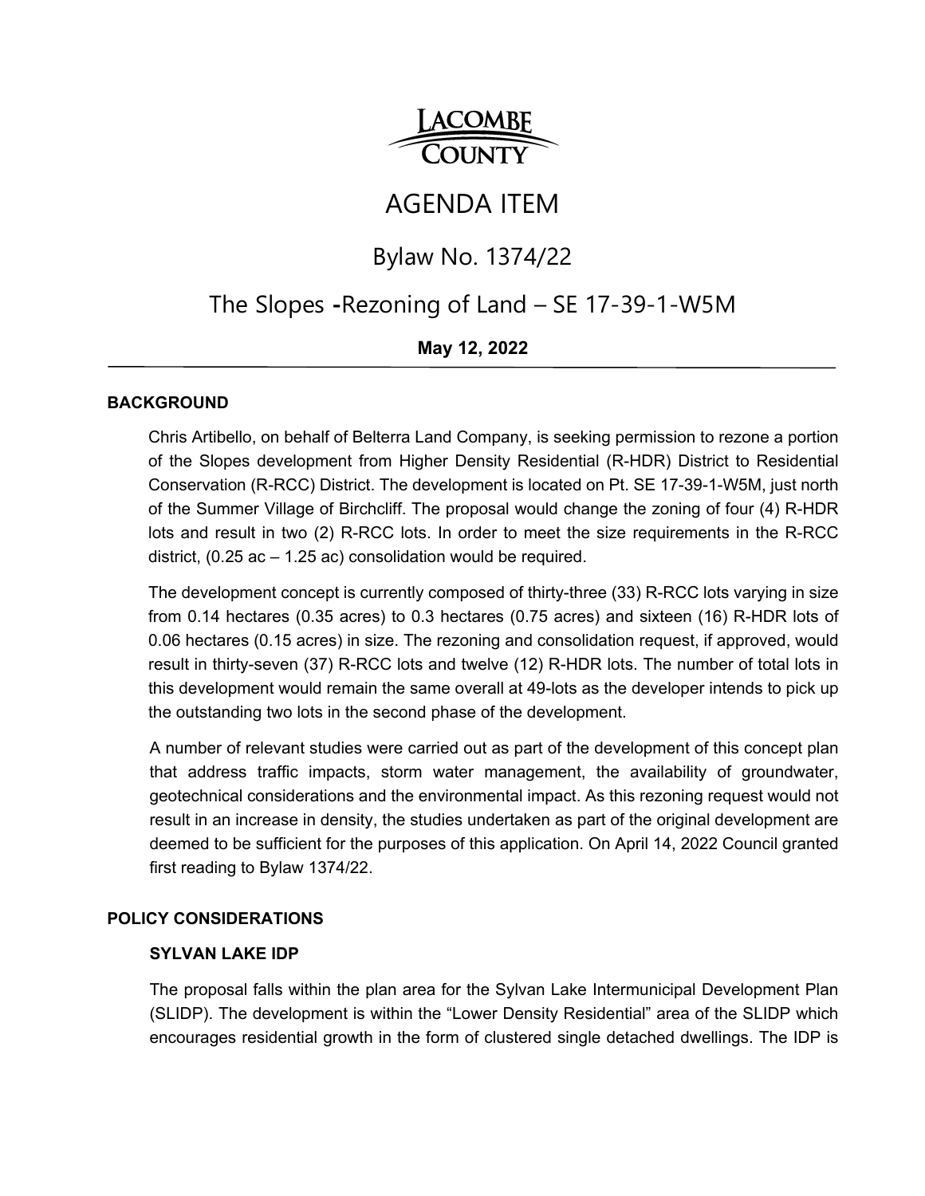LACOMBE COUNTY

# AGENDA ITEM

## Bylaw No. 1374/22

## The Slopes -Rezoning of Land – SE 17-39-1-W5M

**May 12, 2022**

---

### BACKGROUND

Chris Artibello, on behalf of Belterra Land Company, is seeking permission to rezone a portion of the Slopes development from Higher Density Residential (R-HDR) District to Residential Conservation (R-RCC) District. The development is located on Pt. SE 17-39-1-W5M, just north of the Summer Village of Birchcliff. The proposal would change the zoning of four (4) R-HDR lots and result in two (2) R-RCC lots. In order to meet the size requirements in the R-RCC district, (0.25 ac – 1.25 ac) consolidation would be required.

The development concept is currently composed of thirty-three (33) R-RCC lots varying in size from 0.14 hectares (0.35 acres) to 0.3 hectares (0.75 acres) and sixteen (16) R-HDR lots of 0.06 hectares (0.15 acres) in size. The rezoning and consolidation request, if approved, would result in thirty-seven (37) R-RCC lots and twelve (12) R-HDR lots. The number of total lots in this development would remain the same overall at 49-lots as the developer intends to pick up the outstanding two lots in the second phase of the development.

A number of relevant studies were carried out as part of the development of this concept plan that address traffic impacts, storm water management, the availability of groundwater, geotechnical considerations and the environmental impact. As this rezoning request would not result in an increase in density, the studies undertaken as part of the original development are deemed to be sufficient for the purposes of this application. On April 14, 2022 Council granted first reading to Bylaw 1374/22.

### POLICY CONSIDERATIONS

#### SYLVAN LAKE IDP

The proposal falls within the plan area for the Sylvan Lake Intermunicipal Development Plan (SLIDP). The development is within the "Lower Density Residential" area of the SLIDP which encourages residential growth in the form of clustered single detached dwellings. The IDP is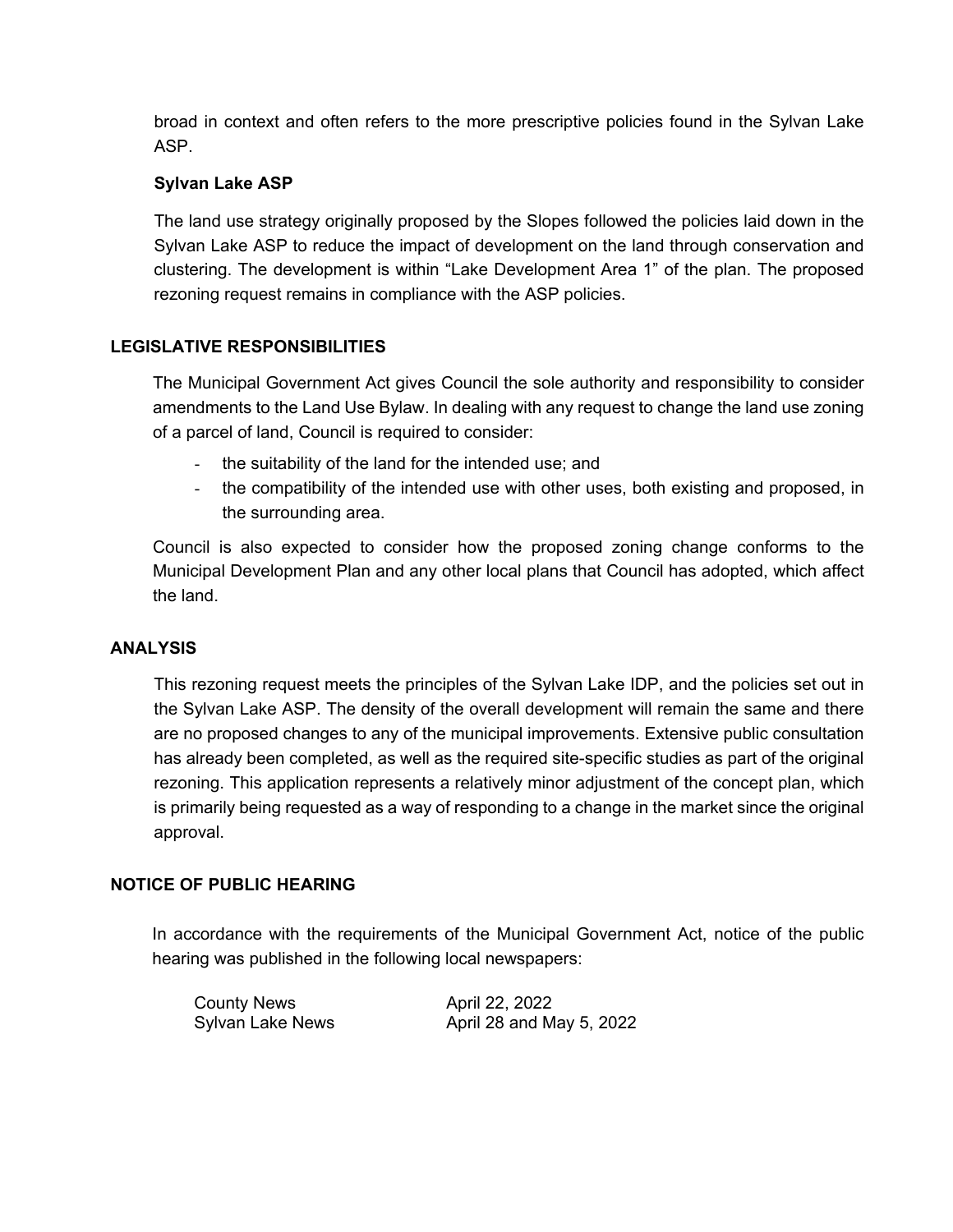broad in context and often refers to the more prescriptive policies found in the Sylvan Lake ASP.

**Sylvan Lake ASP**

The land use strategy originally proposed by the Slopes followed the policies laid down in the Sylvan Lake ASP to reduce the impact of development on the land through conservation and clustering. The development is within "Lake Development Area 1" of the plan. The proposed rezoning request remains in compliance with the ASP policies.

## LEGISLATIVE RESPONSIBILITIES

The Municipal Government Act gives Council the sole authority and responsibility to consider amendments to the Land Use Bylaw. In dealing with any request to change the land use zoning of a parcel of land, Council is required to consider:

- the suitability of the land for the intended use; and
- the compatibility of the intended use with other uses, both existing and proposed, in the surrounding area.

Council is also expected to consider how the proposed zoning change conforms to the Municipal Development Plan and any other local plans that Council has adopted, which affect the land.

## ANALYSIS

This rezoning request meets the principles of the Sylvan Lake IDP, and the policies set out in the Sylvan Lake ASP. The density of the overall development will remain the same and there are no proposed changes to any of the municipal improvements. Extensive public consultation has already been completed, as well as the required site-specific studies as part of the original rezoning. This application represents a relatively minor adjustment of the concept plan, which is primarily being requested as a way of responding to a change in the market since the original approval.

## NOTICE OF PUBLIC HEARING

In accordance with the requirements of the Municipal Government Act, notice of the public hearing was published in the following local newspapers:

| | |
|---|---|
| County News | April 22, 2022 |
| Sylvan Lake News | April 28 and May 5, 2022 |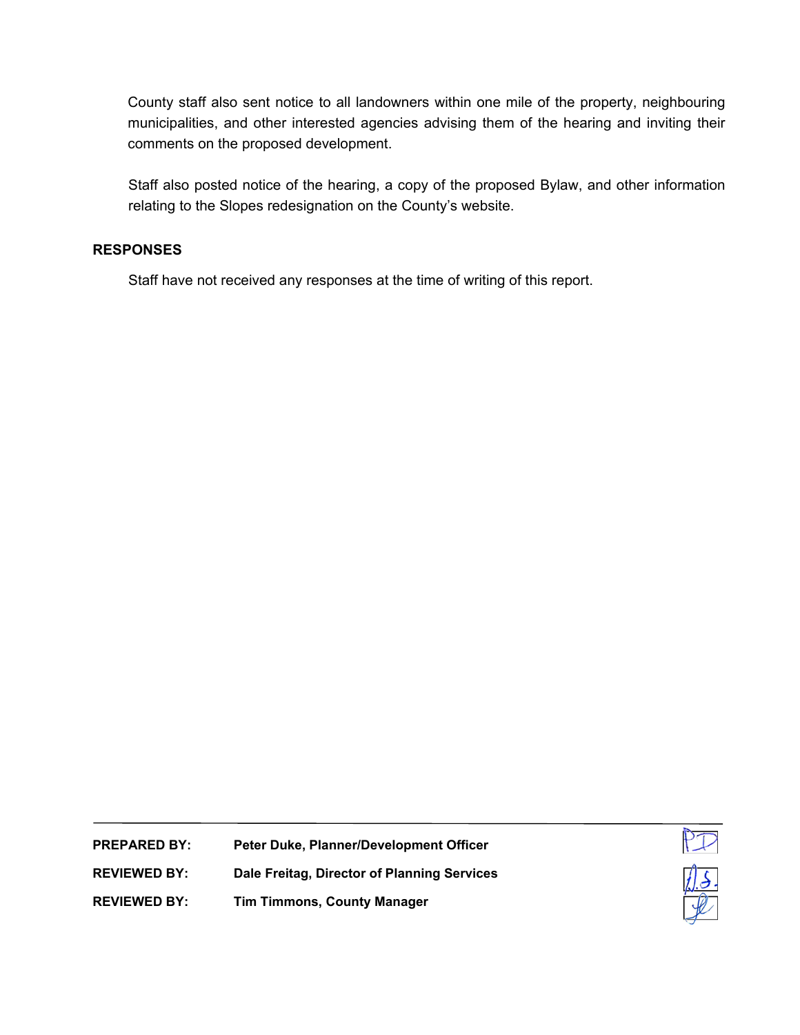County staff also sent notice to all landowners within one mile of the property, neighbouring municipalities, and other interested agencies advising them of the hearing and inviting their comments on the proposed development.

Staff also posted notice of the hearing, a copy of the proposed Bylaw, and other information relating to the Slopes redesignation on the County's website.

## RESPONSES

Staff have not received any responses at the time of writing of this report.

---

| | | |
|---|---|---|
| **PREPARED BY:** | **Peter Duke, Planner/Development Officer** | PD |
| **REVIEWED BY:** | **Dale Freitag, Director of Planning Services** | D.S. |
| **REVIEWED BY:** | **Tim Timmons, County Manager** | |